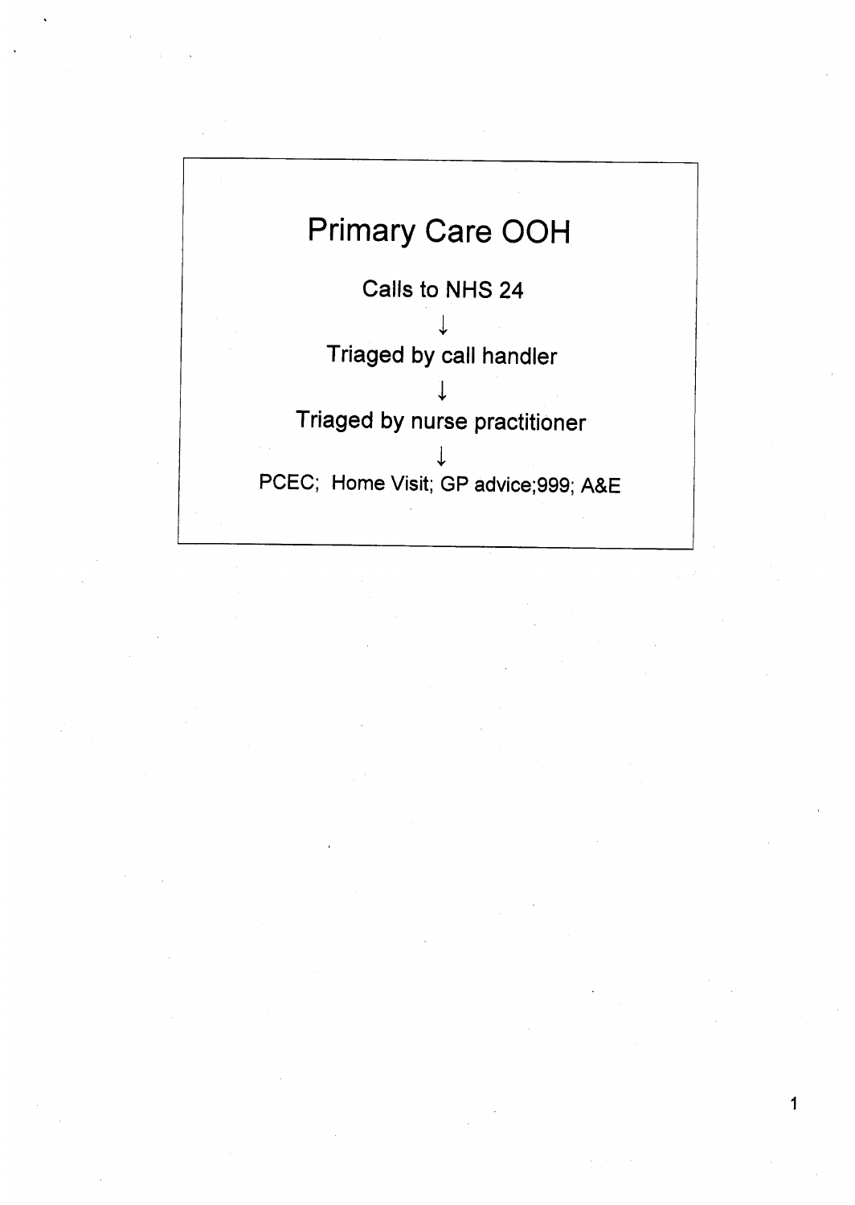# Primary Care OOH

Calls to NHS 24

↓

Triaged by call handler

↓

Triaged by nurse practitioner

↓

PCEC; Home Visit; GP advice;999; A&E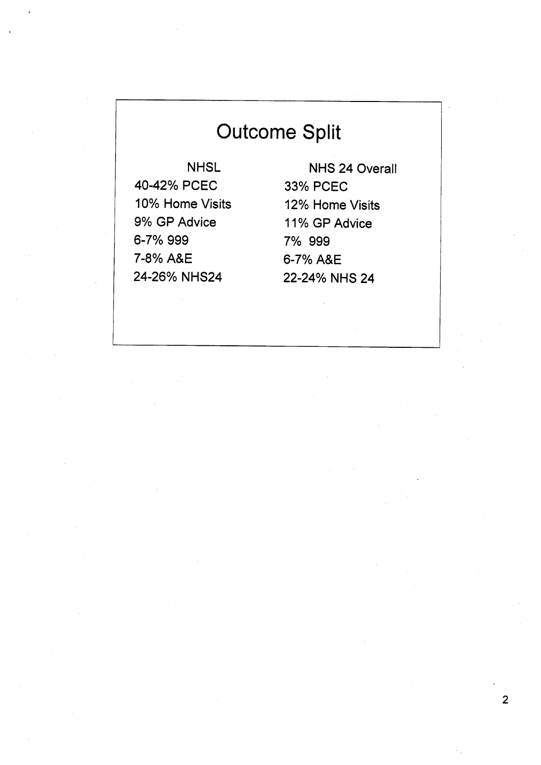# Outcome Split

| NHSL | NHS 24 Overall |
| --- | --- |
| 40-42% PCEC | 33% PCEC |
| 10% Home Visits | 12% Home Visits |
| 9% GP Advice | 11% GP Advice |
| 6-7% 999 | 7% 999 |
| 7-8% A&E | 6-7% A&E |
| 24-26% NHS24 | 22-24% NHS 24 |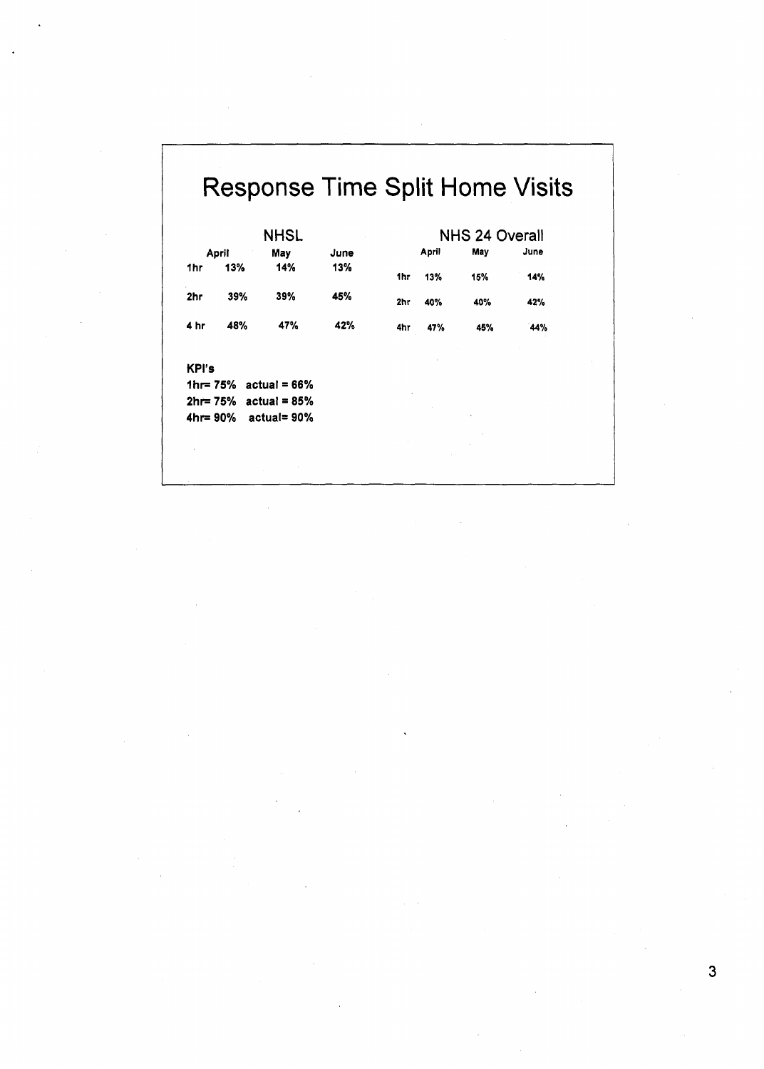# Response Time Split Home Visits

**NHSL**

| | April | May | June |
|---|---|---|---|
| 1hr | 13% | 14% | 13% |
| 2hr | 39% | 39% | 45% |
| 4 hr | 48% | 47% | 42% |

**NHS 24 Overall**

| | April | May | June |
|---|---|---|---|
| 1hr | 13% | 15% | 14% |
| 2hr | 40% | 40% | 42% |
| 4hr | 47% | 45% | 44% |

**KPI's**

**1hr= 75% actual = 66%**

**2hr= 75% actual = 85%**

**4hr= 90% actual= 90%**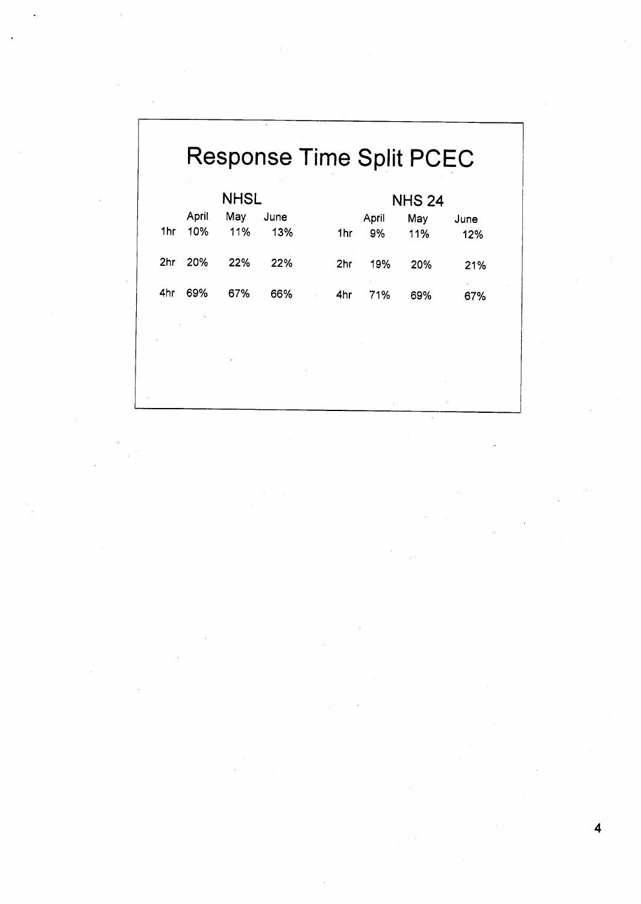# Response Time Split PCEC

| | NHSL | | | | NHS 24 | | |
|---|---|---|---|---|---|---|---|
| | April | May | June | | April | May | June |
| 1hr | 10% | 11% | 13% | 1hr | 9% | 11% | 12% |
| 2hr | 20% | 22% | 22% | 2hr | 19% | 20% | 21% |
| 4hr | 69% | 67% | 66% | 4hr | 71% | 69% | 67% |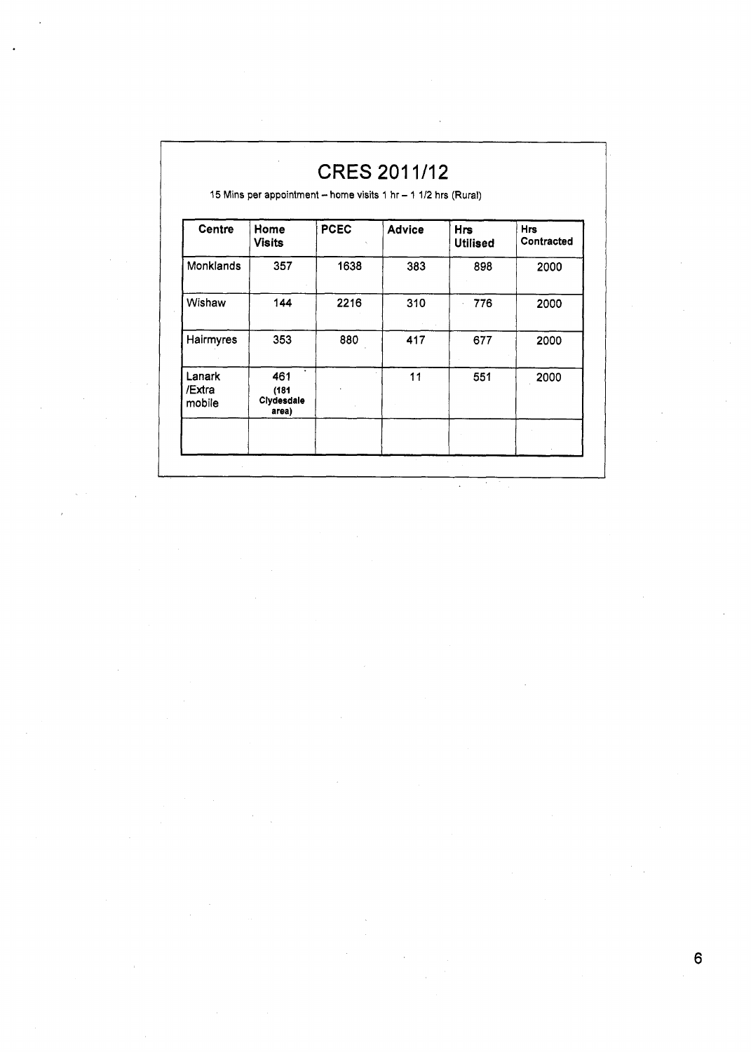# CRES 2011/12

15 Mins per appointment – home visits 1 hr – 1 1/2 hrs (Rural)

| Centre | Home Visits | PCEC | Advice | Hrs Utilised | Hrs Contracted |
|---|---|---|---|---|---|
| Monklands | 357 | 1638 | 383 | 898 | 2000 |
| Wishaw | 144 | 2216 | 310 | 776 | 2000 |
| Hairmyres | 353 | 880 | 417 | 677 | 2000 |
| Lanark /Extra mobile | 461 (181 Clydesdale area) | | 11 | 551 | 2000 |
| | | | | | |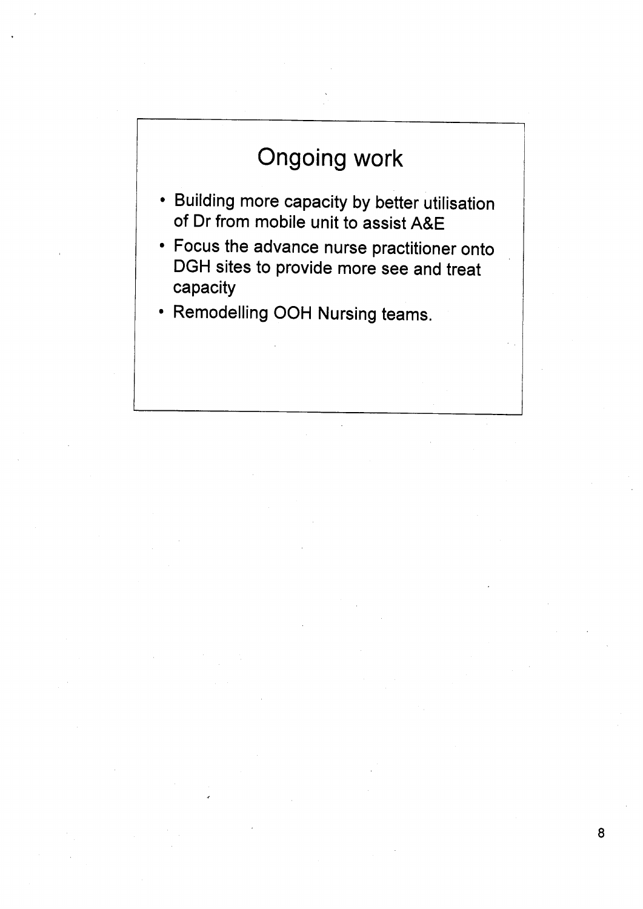## Ongoing work

- Building more capacity by better utilisation of Dr from mobile unit to assist A&E
- Focus the advance nurse practitioner onto DGH sites to provide more see and treat capacity
- Remodelling OOH Nursing teams.